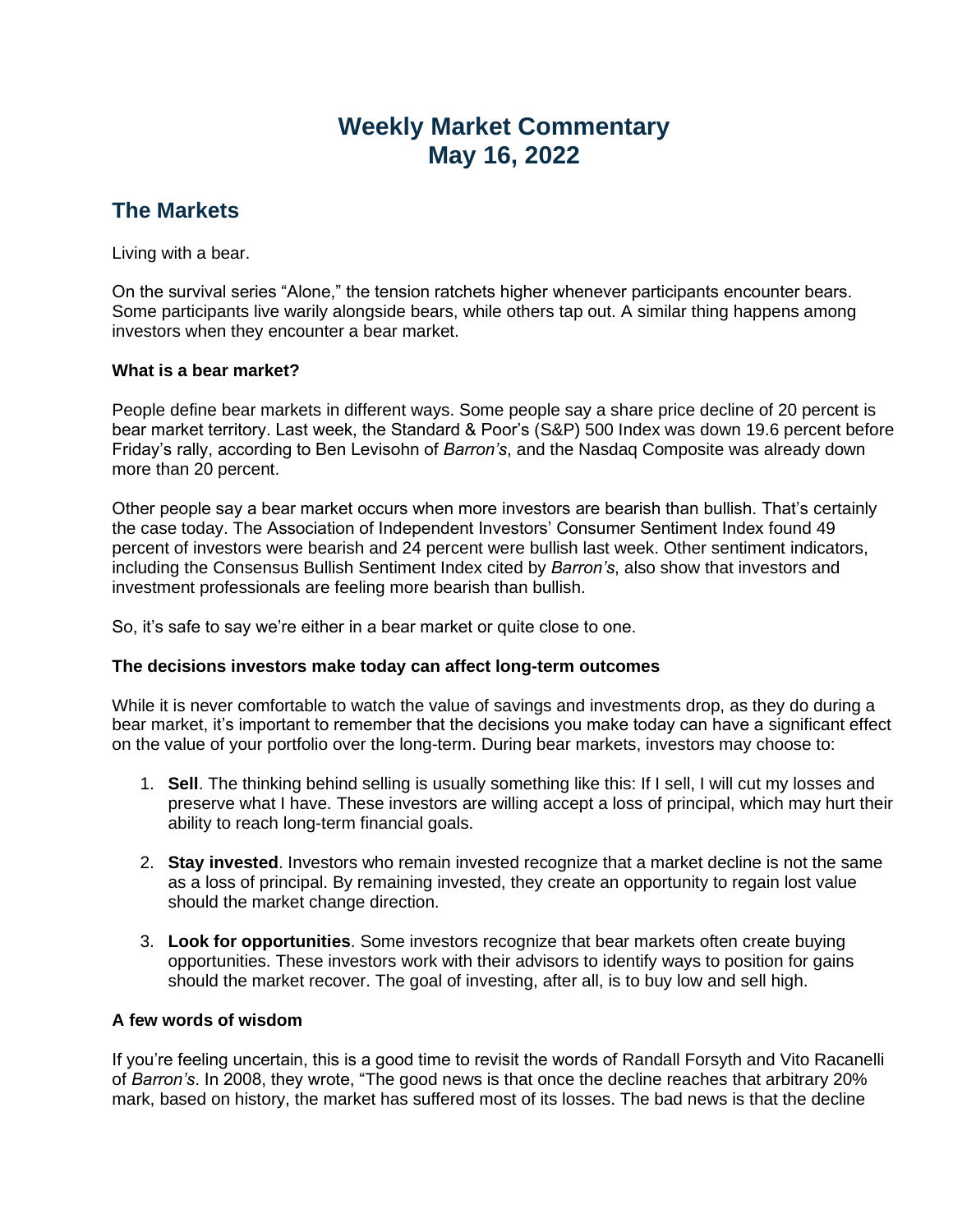# Weekly Market Commentary
# May 16, 2022

## The Markets

Living with a bear.

On the survival series "Alone," the tension ratchets higher whenever participants encounter bears. Some participants live warily alongside bears, while others tap out. A similar thing happens among investors when they encounter a bear market.

**What is a bear market?**

People define bear markets in different ways. Some people say a share price decline of 20 percent is bear market territory. Last week, the Standard & Poor's (S&P) 500 Index was down 19.6 percent before Friday's rally, according to Ben Levisohn of *Barron's*, and the Nasdaq Composite was already down more than 20 percent.

Other people say a bear market occurs when more investors are bearish than bullish. That's certainly the case today. The Association of Independent Investors' Consumer Sentiment Index found 49 percent of investors were bearish and 24 percent were bullish last week. Other sentiment indicators, including the Consensus Bullish Sentiment Index cited by *Barron's*, also show that investors and investment professionals are feeling more bearish than bullish.

So, it's safe to say we're either in a bear market or quite close to one.

**The decisions investors make today can affect long-term outcomes**

While it is never comfortable to watch the value of savings and investments drop, as they do during a bear market, it's important to remember that the decisions you make today can have a significant effect on the value of your portfolio over the long-term. During bear markets, investors may choose to:

1. **Sell**. The thinking behind selling is usually something like this: If I sell, I will cut my losses and preserve what I have. These investors are willing accept a loss of principal, which may hurt their ability to reach long-term financial goals.

2. **Stay invested**. Investors who remain invested recognize that a market decline is not the same as a loss of principal. By remaining invested, they create an opportunity to regain lost value should the market change direction.

3. **Look for opportunities**. Some investors recognize that bear markets often create buying opportunities. These investors work with their advisors to identify ways to position for gains should the market recover. The goal of investing, after all, is to buy low and sell high.

**A few words of wisdom**

If you're feeling uncertain, this is a good time to revisit the words of Randall Forsyth and Vito Racanelli of *Barron's*. In 2008, they wrote, "The good news is that once the decline reaches that arbitrary 20% mark, based on history, the market has suffered most of its losses. The bad news is that the decline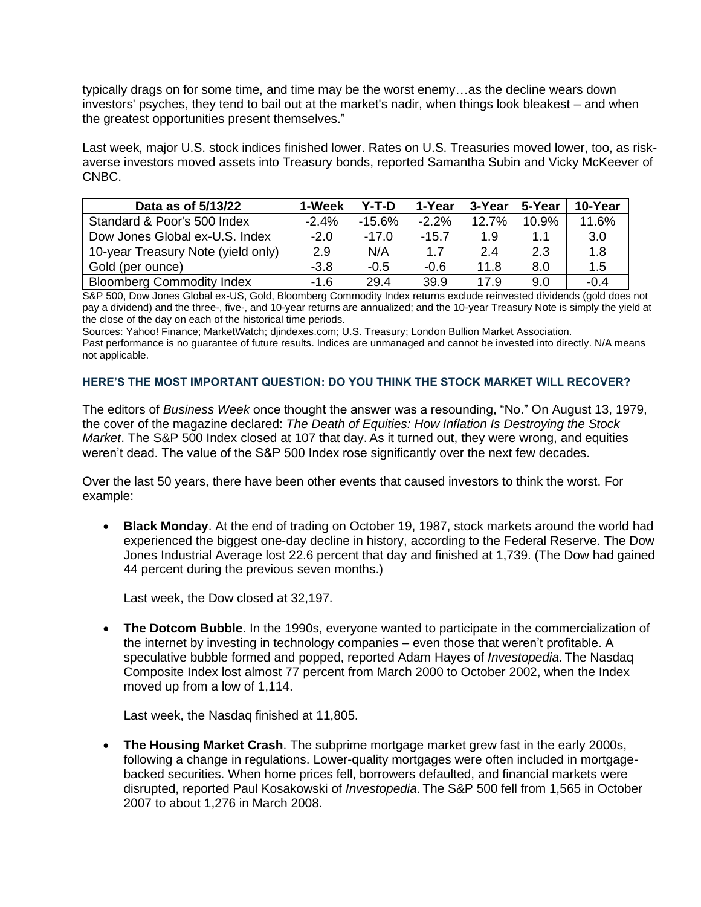typically drags on for some time, and time may be the worst enemy…as the decline wears down investors' psyches, they tend to bail out at the market's nadir, when things look bleakest – and when the greatest opportunities present themselves."

Last week, major U.S. stock indices finished lower. Rates on U.S. Treasuries moved lower, too, as risk-averse investors moved assets into Treasury bonds, reported Samantha Subin and Vicky McKeever of CNBC.

| Data as of 5/13/22 | 1-Week | Y-T-D | 1-Year | 3-Year | 5-Year | 10-Year |
|---|---|---|---|---|---|---|
| Standard & Poor's 500 Index | -2.4% | -15.6% | -2.2% | 12.7% | 10.9% | 11.6% |
| Dow Jones Global ex-U.S. Index | -2.0 | -17.0 | -15.7 | 1.9 | 1.1 | 3.0 |
| 10-year Treasury Note (yield only) | 2.9 | N/A | 1.7 | 2.4 | 2.3 | 1.8 |
| Gold (per ounce) | -3.8 | -0.5 | -0.6 | 11.8 | 8.0 | 1.5 |
| Bloomberg Commodity Index | -1.6 | 29.4 | 39.9 | 17.9 | 9.0 | -0.4 |

S&P 500, Dow Jones Global ex-US, Gold, Bloomberg Commodity Index returns exclude reinvested dividends (gold does not pay a dividend) and the three-, five-, and 10-year returns are annualized; and the 10-year Treasury Note is simply the yield at the close of the day on each of the historical time periods.

Sources: Yahoo! Finance; MarketWatch; djindexes.com; U.S. Treasury; London Bullion Market Association.

Past performance is no guarantee of future results. Indices are unmanaged and cannot be invested into directly. N/A means not applicable.

### HERE'S THE MOST IMPORTANT QUESTION: DO YOU THINK THE STOCK MARKET WILL RECOVER?

The editors of *Business Week* once thought the answer was a resounding, "No." On August 13, 1979, the cover of the magazine declared: *The Death of Equities: How Inflation Is Destroying the Stock Market*. The S&P 500 Index closed at 107 that day. As it turned out, they were wrong, and equities weren't dead. The value of the S&P 500 Index rose significantly over the next few decades.

Over the last 50 years, there have been other events that caused investors to think the worst. For example:

- **Black Monday**. At the end of trading on October 19, 1987, stock markets around the world had experienced the biggest one-day decline in history, according to the Federal Reserve. The Dow Jones Industrial Average lost 22.6 percent that day and finished at 1,739. (The Dow had gained 44 percent during the previous seven months.)

  Last week, the Dow closed at 32,197.

- **The Dotcom Bubble**. In the 1990s, everyone wanted to participate in the commercialization of the internet by investing in technology companies – even those that weren't profitable. A speculative bubble formed and popped, reported Adam Hayes of *Investopedia*. The Nasdaq Composite Index lost almost 77 percent from March 2000 to October 2002, when the Index moved up from a low of 1,114.

  Last week, the Nasdaq finished at 11,805.

- **The Housing Market Crash**. The subprime mortgage market grew fast in the early 2000s, following a change in regulations. Lower-quality mortgages were often included in mortgage-backed securities. When home prices fell, borrowers defaulted, and financial markets were disrupted, reported Paul Kosakowski of *Investopedia*. The S&P 500 fell from 1,565 in October 2007 to about 1,276 in March 2008.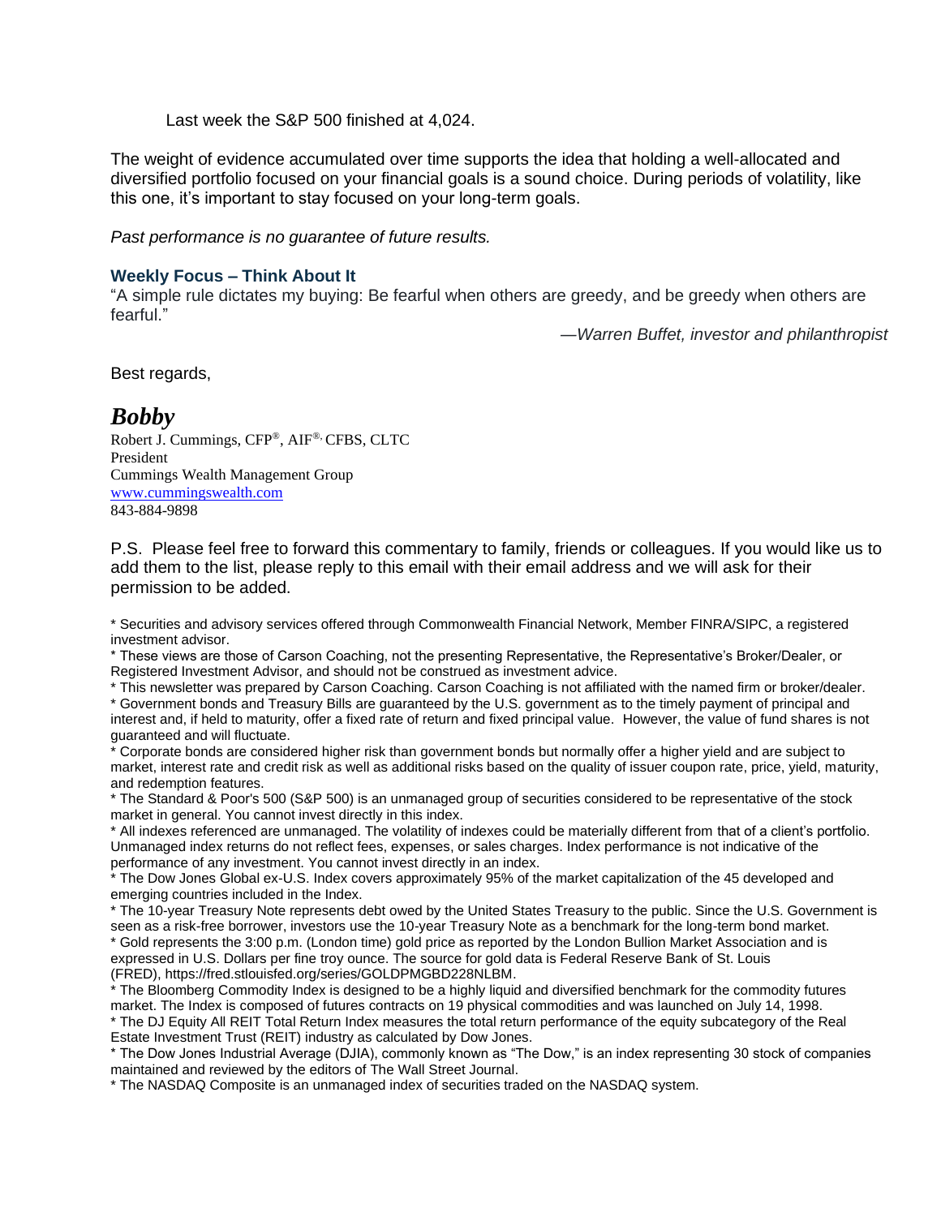Last week the S&P 500 finished at 4,024.

The weight of evidence accumulated over time supports the idea that holding a well-allocated and diversified portfolio focused on your financial goals is a sound choice. During periods of volatility, like this one, it's important to stay focused on your long-term goals.

*Past performance is no guarantee of future results.*

### Weekly Focus – Think About It

"A simple rule dictates my buying: Be fearful when others are greedy, and be greedy when others are fearful."

*—Warren Buffet, investor and philanthropist*

Best regards,

***Bobby***

Robert J. Cummings, CFP®, AIF®, CFBS, CLTC
President
Cummings Wealth Management Group
[www.cummingswealth.com](http://www.cummingswealth.com)
843-884-9898

P.S. Please feel free to forward this commentary to family, friends or colleagues. If you would like us to add them to the list, please reply to this email with their email address and we will ask for their permission to be added.

* Securities and advisory services offered through Commonwealth Financial Network, Member FINRA/SIPC, a registered investment advisor.
* These views are those of Carson Coaching, not the presenting Representative, the Representative's Broker/Dealer, or Registered Investment Advisor, and should not be construed as investment advice.
* This newsletter was prepared by Carson Coaching. Carson Coaching is not affiliated with the named firm or broker/dealer.
* Government bonds and Treasury Bills are guaranteed by the U.S. government as to the timely payment of principal and interest and, if held to maturity, offer a fixed rate of return and fixed principal value. However, the value of fund shares is not guaranteed and will fluctuate.
* Corporate bonds are considered higher risk than government bonds but normally offer a higher yield and are subject to market, interest rate and credit risk as well as additional risks based on the quality of issuer coupon rate, price, yield, maturity, and redemption features.
* The Standard & Poor's 500 (S&P 500) is an unmanaged group of securities considered to be representative of the stock market in general. You cannot invest directly in this index.
* All indexes referenced are unmanaged. The volatility of indexes could be materially different from that of a client's portfolio. Unmanaged index returns do not reflect fees, expenses, or sales charges. Index performance is not indicative of the performance of any investment. You cannot invest directly in an index.
* The Dow Jones Global ex-U.S. Index covers approximately 95% of the market capitalization of the 45 developed and emerging countries included in the Index.
* The 10-year Treasury Note represents debt owed by the United States Treasury to the public. Since the U.S. Government is seen as a risk-free borrower, investors use the 10-year Treasury Note as a benchmark for the long-term bond market.
* Gold represents the 3:00 p.m. (London time) gold price as reported by the London Bullion Market Association and is expressed in U.S. Dollars per fine troy ounce. The source for gold data is Federal Reserve Bank of St. Louis (FRED), https://fred.stlouisfed.org/series/GOLDPMGBD228NLBM.
* The Bloomberg Commodity Index is designed to be a highly liquid and diversified benchmark for the commodity futures market. The Index is composed of futures contracts on 19 physical commodities and was launched on July 14, 1998.
* The DJ Equity All REIT Total Return Index measures the total return performance of the equity subcategory of the Real Estate Investment Trust (REIT) industry as calculated by Dow Jones.
* The Dow Jones Industrial Average (DJIA), commonly known as "The Dow," is an index representing 30 stock of companies maintained and reviewed by the editors of The Wall Street Journal.
* The NASDAQ Composite is an unmanaged index of securities traded on the NASDAQ system.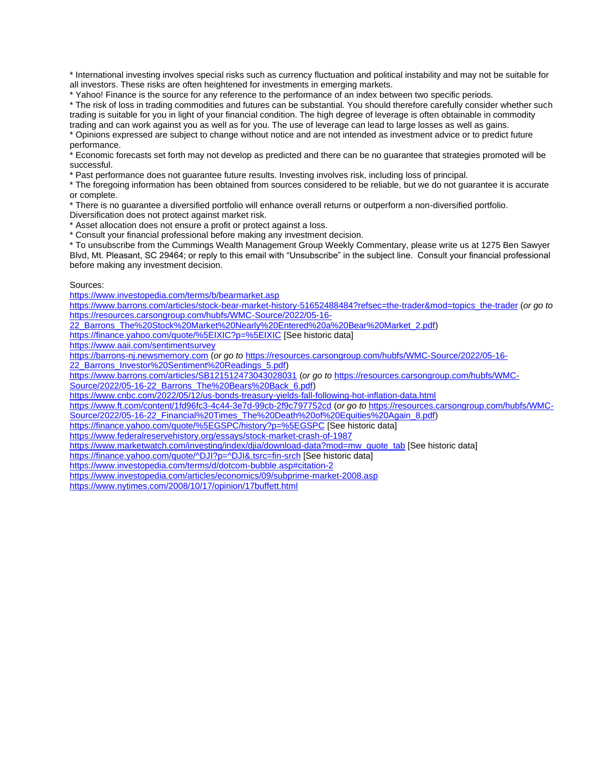* International investing involves special risks such as currency fluctuation and political instability and may not be suitable for all investors. These risks are often heightened for investments in emerging markets.
* Yahoo! Finance is the source for any reference to the performance of an index between two specific periods.
* The risk of loss in trading commodities and futures can be substantial. You should therefore carefully consider whether such trading is suitable for you in light of your financial condition. The high degree of leverage is often obtainable in commodity trading and can work against you as well as for you. The use of leverage can lead to large losses as well as gains.
* Opinions expressed are subject to change without notice and are not intended as investment advice or to predict future performance.
* Economic forecasts set forth may not develop as predicted and there can be no guarantee that strategies promoted will be successful.
* Past performance does not guarantee future results. Investing involves risk, including loss of principal.
* The foregoing information has been obtained from sources considered to be reliable, but we do not guarantee it is accurate or complete.
* There is no guarantee a diversified portfolio will enhance overall returns or outperform a non-diversified portfolio. Diversification does not protect against market risk.
* Asset allocation does not ensure a profit or protect against a loss.
* Consult your financial professional before making any investment decision.
* To unsubscribe from the Cummings Wealth Management Group Weekly Commentary, please write us at 1275 Ben Sawyer Blvd, Mt. Pleasant, SC 29464; or reply to this email with "Unsubscribe" in the subject line. Consult your financial professional before making any investment decision.

Sources:
https://www.investopedia.com/terms/b/bearmarket.asp
https://www.barrons.com/articles/stock-bear-market-history-51652488484?refsec=the-trader&mod=topics_the-trader (*or go to* https://resources.carsongroup.com/hubfs/WMC-Source/2022/05-16-22_Barrons_The%20Stock%20Market%20Nearly%20Entered%20a%20Bear%20Market_2.pdf)
https://finance.yahoo.com/quote/%5EIXIC?p=%5EIXIC [See historic data]
https://www.aaii.com/sentimentsurvey
https://barrons-nj.newsmemory.com (*or go to* https://resources.carsongroup.com/hubfs/WMC-Source/2022/05-16-22_Barrons_Investor%20Sentiment%20Readings_5.pdf)
https://www.barrons.com/articles/SB121512473043028031 (*or go to* https://resources.carsongroup.com/hubfs/WMC-Source/2022/05-16-22_Barrons_The%20Bears%20Back_6.pdf)
https://www.cnbc.com/2022/05/12/us-bonds-treasury-yields-fall-following-hot-inflation-data.html
https://www.ft.com/content/1fd96fc3-4c44-3e7d-99cb-2f9c797752cd (*or go to* https://resources.carsongroup.com/hubfs/WMC-Source/2022/05-16-22_Financial%20Times_The%20Death%20of%20Equities%20Again_8.pdf)
https://finance.yahoo.com/quote/%5EGSPC/history?p=%5EGSPC [See historic data]
https://www.federalreservehistory.org/essays/stock-market-crash-of-1987
https://www.marketwatch.com/investing/index/djia/download-data?mod=mw_quote_tab [See historic data]
https://finance.yahoo.com/quote/^DJI?p=^DJI&.tsrc=fin-srch [See historic data]
https://www.investopedia.com/terms/d/dotcom-bubble.asp#citation-2
https://www.investopedia.com/articles/economics/09/subprime-market-2008.asp
https://www.nytimes.com/2008/10/17/opinion/17buffett.html